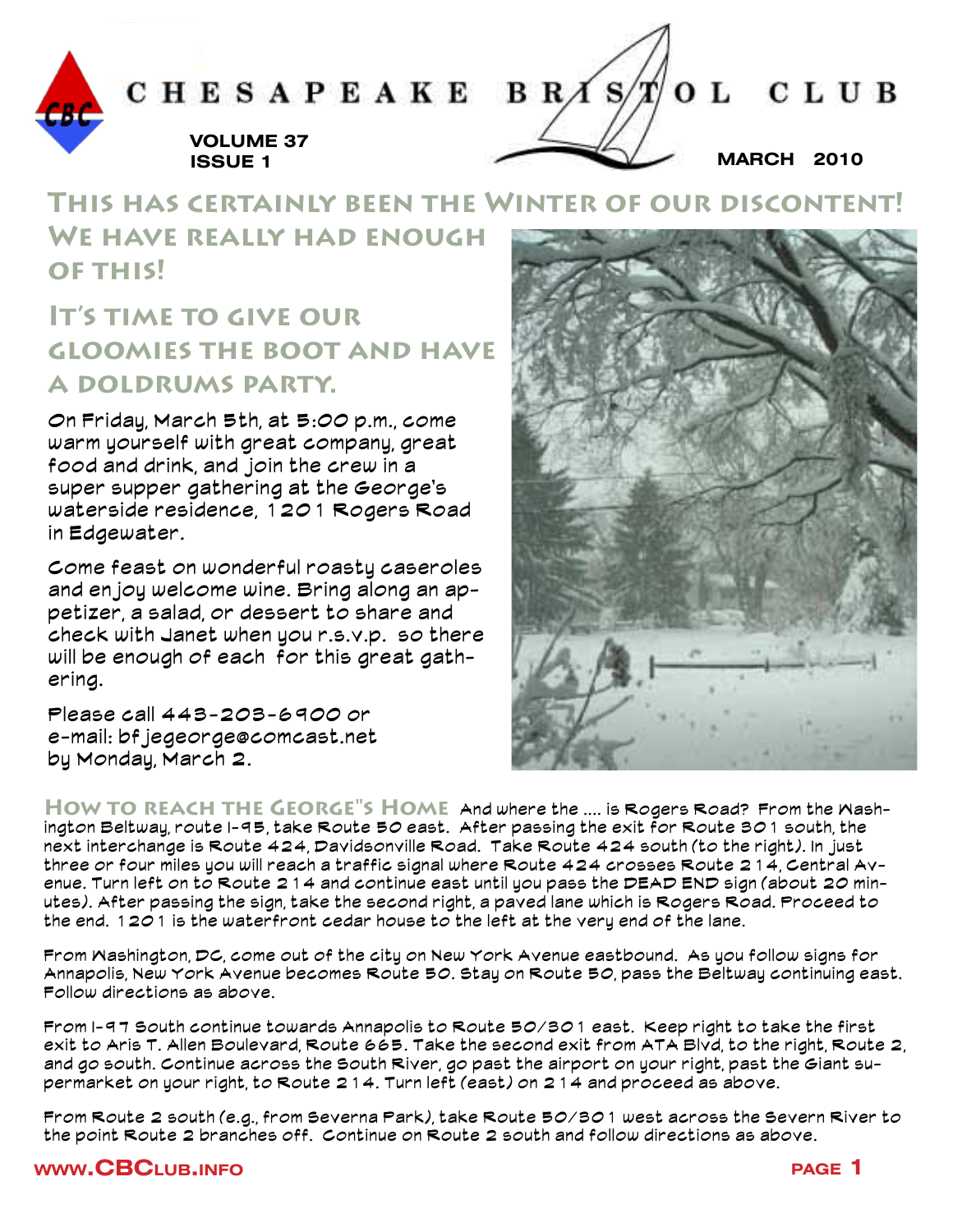# CHESAPEAKE BRISTOL CLUB

VOLUME 37
ISSUE 1

MARCH 2010

## This has certainly been the Winter of our discontent! We have really had enough of this!

## It's time to give our gloomies the boot and have a doldrums party.

On Friday, March 5th, at 5:00 p.m., come warm yourself with great company, great food and drink, and join the crew in a super supper gathering at the George's waterside residence, 1201 Rogers Road in Edgewater.

Come feast on wonderful roasty caseroles and enjoy welcome wine. Bring along an appetizer, a salad, or dessert to share and check with Janet when you r.s.v.p. so there will be enough of each for this great gathering.

Please call 443-203-6900 or e-mail: bfjegeorge@comcast.net by Monday, March 2.

### How to reach the George"s Home

And where the .... is Rogers Road? From the Washington Beltway, route I-95, take Route 50 east. After passing the exit for Route 301 south, the next interchange is Route 424, Davidsonville Road. Take Route 424 south (to the right). In just three or four miles you will reach a traffic signal where Route 424 crosses Route 214, Central Avenue. Turn left on to Route 214 and continue east until you pass the **DEAD END** sign (about 20 minutes). After passing the sign, take the second right, a paved lane which is Rogers Road. Proceed to the end. 1201 is the waterfront cedar house to the left at the very end of the lane.

From Washington, DC, come out of the city on New York Avenue eastbound. As you follow signs for Annapolis, New York Avenue becomes Route 50. Stay on Route 50, pass the Beltway continuing east. Follow directions as above.

From I-97 South continue towards Annapolis to Route 50/301 east. Keep right to take the first exit to Aris T. Allen Boulevard, Route 665. Take the second exit from ATA Blvd, to the right, Route 2, and go south. Continue across the South River, go past the airport on your right, past the Giant supermarket on your right, to Route 214. Turn left (east) on 214 and proceed as above.

From Route 2 south (e.g., from Severna Park), take Route 50/301 west across the Severn River to the point Route 2 branches off. Continue on Route 2 south and follow directions as above.

www.CBClub.info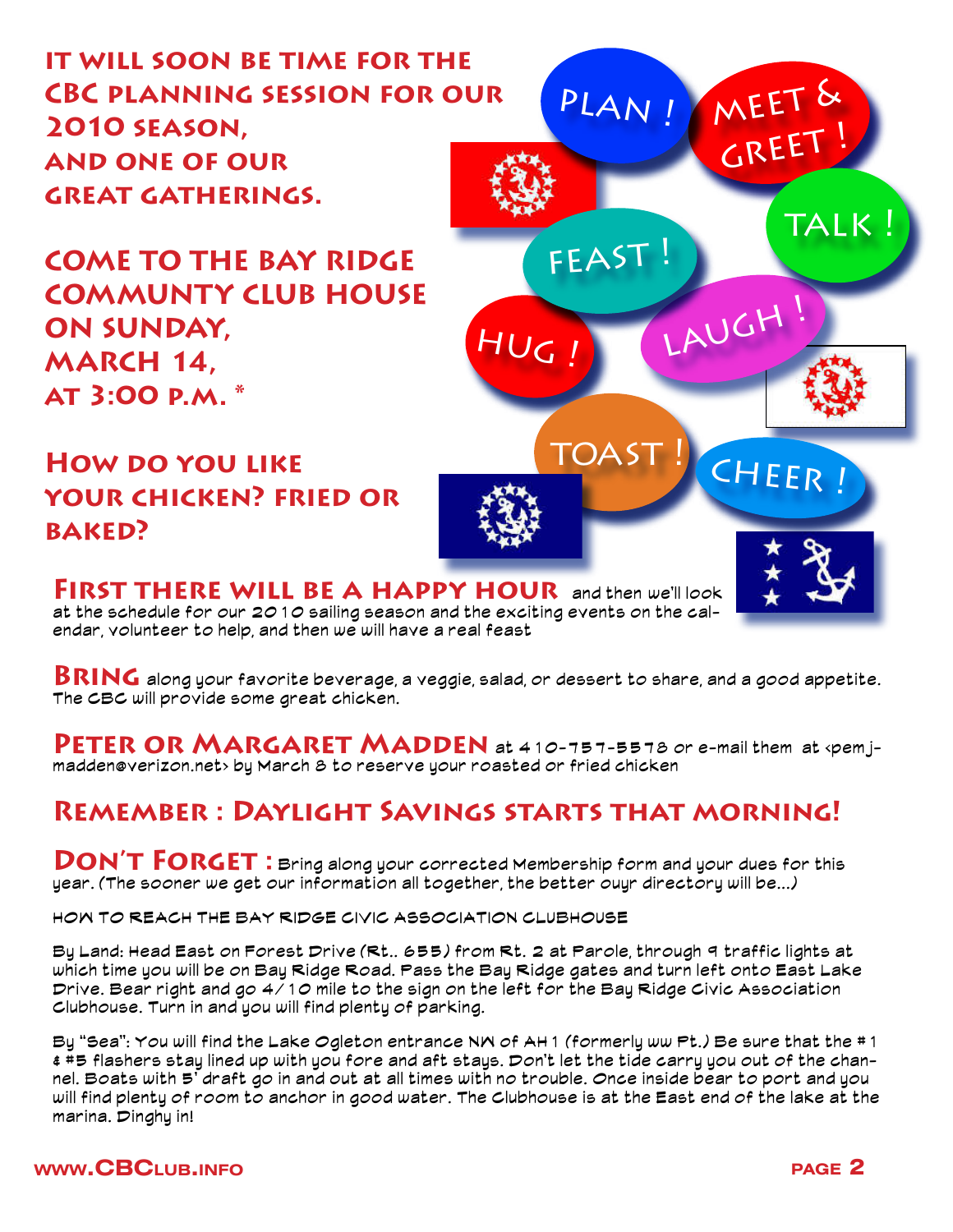# It will soon be time for the CBC planning session for our 2010 season, and one of our great gatherings.

## Come to the Bay Ridge Commmunty Club House on Sunday, March 14, at 3:00 p.m. *

## How do you like your chicken? Fried or baked?

PLAN ! MEET & GREET ! TALK ! FEAST ! HUG ! LAUGH ! TOAST ! CHEER !

**First there will be a happy hour** and then we'll look at the schedule for our 2010 sailing season and the exciting events on the calendar, volunteer to help, and then we will have a real feast

**Bring** along your favorite beverage, a veggie, salad, or dessert to share, and a good appetite. The CBC will provide some great chicken.

**Peter or Margaret Madden** at 410-757-5578 or e-mail them at <pemj-madden@verizon.net> by March 8 to reserve your roasted or fried chicken

## Remember : Daylight Savings starts that morning!

**Don't Forget :** Bring along your corrected Membership form and your dues for this year. (The sooner we get our information all together, the better ouyr directory will be...)

HOW TO REACH THE BAY RIDGE CIVIC ASSOCIATION CLUBHOUSE

By Land: Head East on Forest Drive (Rt.. 655) from Rt. 2 at Parole, through 9 traffic lights at which time you will be on Bay Ridge Road. Pass the Bay Ridge gates and turn left onto East Lake Drive. Bear right and go 4/10 mile to the sign on the left for the Bay Ridge Civic Association Clubhouse. Turn in and you will find plenty of parking.

By "Sea": You will find the Lake Ogleton entrance NW of AH1 (formerly ww Pt.) Be sure that the #1 & #5 flashers stay lined up with you fore and aft stays. Don't let the tide carry you out of the channel. Boats with 5' draft go in and out at all times with no trouble. Once inside bear to port and you will find plenty of room to anchor in good water. The Clubhouse is at the East end of the lake at the marina. Dinghy in!

www.CBClub.info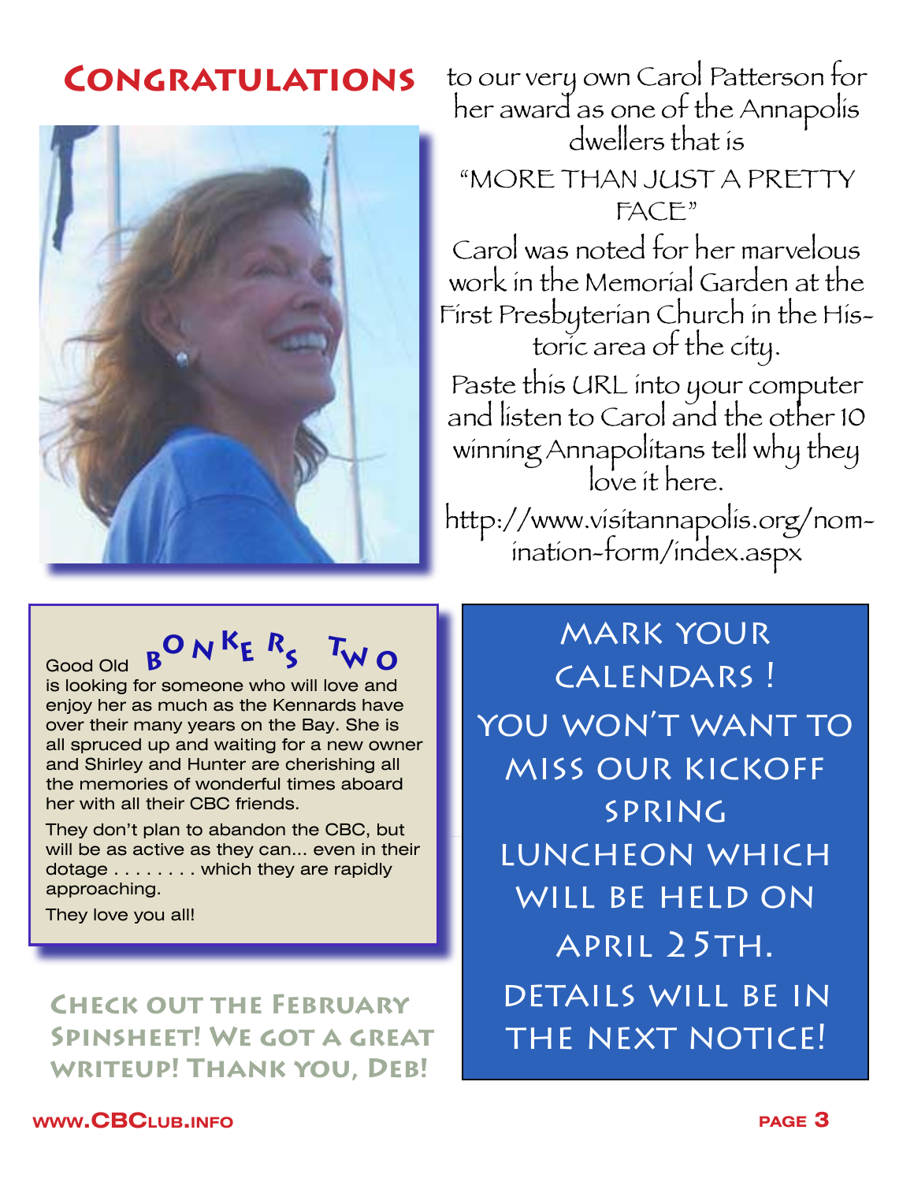# CONGRATULATIONS

to our very own Carol Patterson for her award as one of the Annapolis dwellers that is

"MORE THAN JUST A PRETTY FACE"

Carol was noted for her marvelous work in the Memorial Garden at the First Presbyterian Church in the Historic area of the city.

Paste this URL into your computer and listen to Carol and the other 10 winning Annapolitans tell why they love it here.

http://www.visitannapolis.org/nomination-form/index.aspx

Good Old **BONKERS TWO** is looking for someone who will love and enjoy her as much as the Kennards have over their many years on the Bay. She is all spruced up and waiting for a new owner and Shirley and Hunter are cherishing all the memories of wonderful times aboard her with all their CBC friends.

They don't plan to abandon the CBC, but will be as active as they can... even in their dotage . . . . . . . . which they are rapidly approaching.

They love you all!

**CHECK OUT THE FEBRUARY SPINSHEET! WE GOT A GREAT WRITEUP! THANK YOU, DEB!**

MARK YOUR CALENDARS !

YOU WON'T WANT TO MISS OUR KICKOFF SPRING LUNCHEON WHICH WILL BE HELD ON APRIL 25TH.

DETAILS WILL BE IN THE NEXT NOTICE!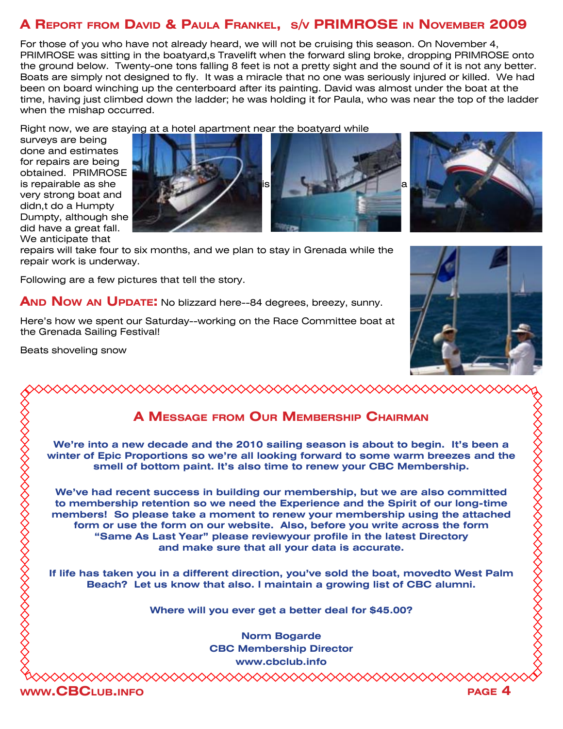## A Report from David & Paula Frankel, s/v PRIMROSE in November 2009

For those of you who have not already heard, we will not be cruising this season. On November 4, PRIMROSE was sitting in the boatyard,s Travelift when the forward sling broke, dropping PRIMROSE onto the ground below. Twenty-one tons falling 8 feet is not a pretty sight and the sound of it is not any better. Boats are simply not designed to fly. It was a miracle that no one was seriously injured or killed. We had been on board winching up the centerboard after its painting. David was almost under the boat at the time, having just climbed down the ladder; he was holding it for Paula, who was near the top of the ladder when the mishap occurred.

Right now, we are staying at a hotel apartment near the boatyard while surveys are being done and estimates for repairs are being obtained. PRIMROSE is repairable as she is a very strong boat and didn,t do a Humpty Dumpty, although she did have a great fall. We anticipate that repairs will take four to six months, and we plan to stay in Grenada while the repair work is underway.

Following are a few pictures that tell the story.

**And Now an Update:** No blizzard here--84 degrees, breezy, sunny.

Here's how we spent our Saturday--working on the Race Committee boat at the Grenada Sailing Festival!

Beats shoveling snow

## A Message from Our Membership Chairman

**We're into a new decade and the 2010 sailing season is about to begin. It's been a winter of Epic Proportions so we're all looking forward to some warm breezes and the smell of bottom paint. It's also time to renew your CBC Membership.**

**We've had recent success in building our membership, but we are also committed to membership retention so we need the Experience and the Spirit of our long-time members! So please take a moment to renew your membership using the attached form or use the form on our website. Also, before you write across the form "Same As Last Year" please reviewyour profile in the latest Directory and make sure that all your data is accurate.**

**If life has taken you in a different direction, you've sold the boat, movedto West Palm Beach? Let us know that also. I maintain a growing list of CBC alumni.**

**Where will you ever get a better deal for $45.00?**

**Norm Bogarde**
**CBC Membership Director**
**www.cbclub.info**